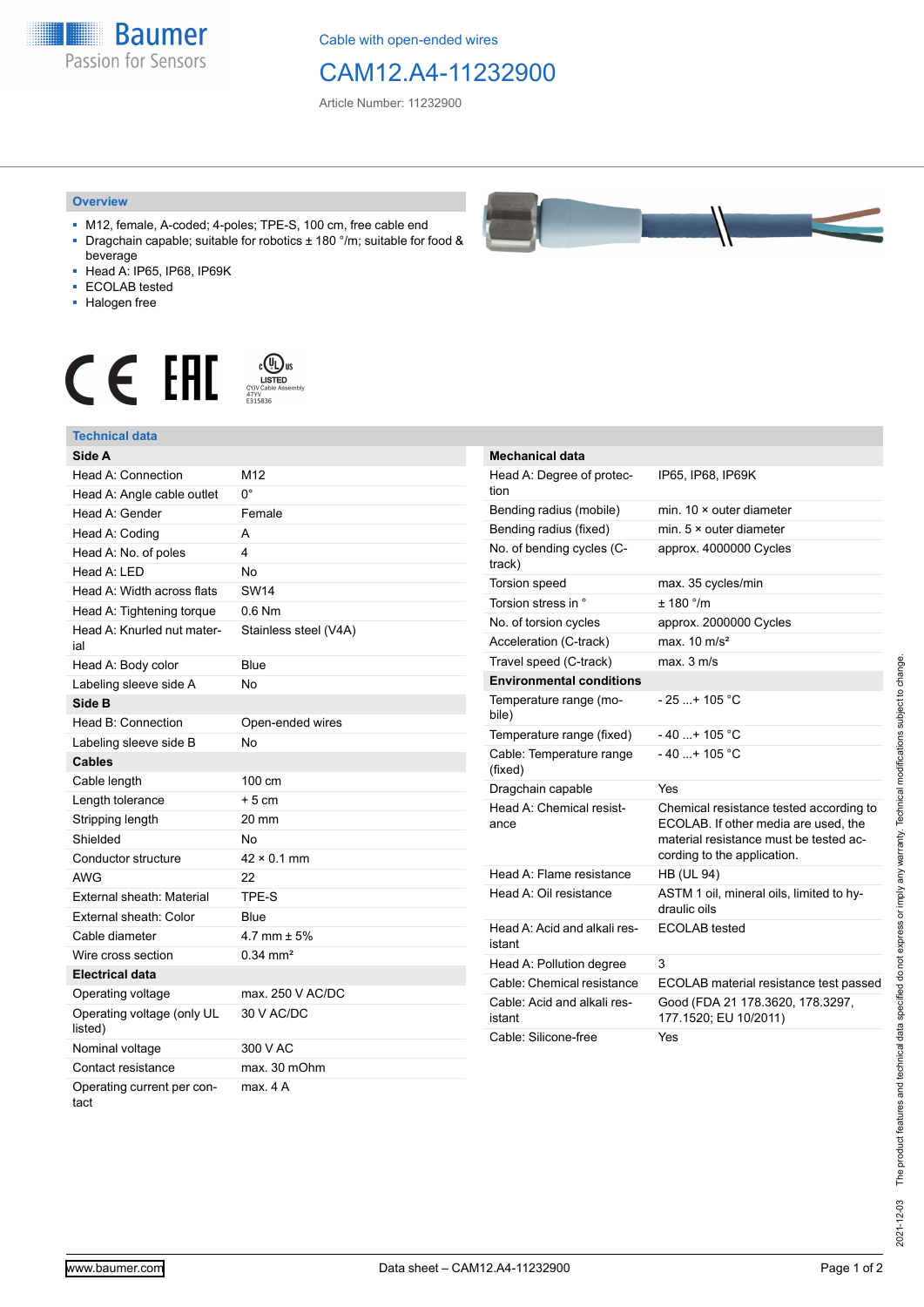Cable with open-ended wires

# CAM12.A4-11232900

Article Number: 11232900

## Overview

- M12, female, A-coded; 4-poles; TPE-S, 100 cm, free cable end
- Dragchain capable; suitable for robotics ± 180 °/m; suitable for food & beverage
- Head A: IP65, IP68, IP69K
- ECOLAB tested
- Halogen free

## Technical data

| Side A | |
|---|---|
| Head A: Connection | M12 |
| Head A: Angle cable outlet | 0° |
| Head A: Gender | Female |
| Head A: Coding | A |
| Head A: No. of poles | 4 |
| Head A: LED | No |
| Head A: Width across flats | SW14 |
| Head A: Tightening torque | 0.6 Nm |
| Head A: Knurled nut material | Stainless steel (V4A) |
| Head A: Body color | Blue |
| Labeling sleeve side A | No |
| **Side B** | |
| Head B: Connection | Open-ended wires |
| Labeling sleeve side B | No |
| **Cables** | |
| Cable length | 100 cm |
| Length tolerance | + 5 cm |
| Stripping length | 20 mm |
| Shielded | No |
| Conductor structure | 42 × 0.1 mm |
| AWG | 22 |
| External sheath: Material | TPE-S |
| External sheath: Color | Blue |
| Cable diameter | 4.7 mm ± 5% |
| Wire cross section | 0.34 mm² |
| **Electrical data** | |
| Operating voltage | max. 250 V AC/DC |
| Operating voltage (only UL listed) | 30 V AC/DC |
| Nominal voltage | 300 V AC |
| Contact resistance | max. 30 mOhm |
| Operating current per contact | max. 4 A |

| Mechanical data | |
|---|---|
| Head A: Degree of protection | IP65, IP68, IP69K |
| Bending radius (mobile) | min. 10 × outer diameter |
| Bending radius (fixed) | min. 5 × outer diameter |
| No. of bending cycles (C-track) | approx. 4000000 Cycles |
| Torsion speed | max. 35 cycles/min |
| Torsion stress in ° | ± 180 °/m |
| No. of torsion cycles | approx. 2000000 Cycles |
| Acceleration (C-track) | max. 10 m/s² |
| Travel speed (C-track) | max. 3 m/s |
| **Environmental conditions** | |
| Temperature range (mobile) | - 25 ...+ 105 °C |
| Temperature range (fixed) | - 40 ...+ 105 °C |
| Cable: Temperature range (fixed) | - 40 ...+ 105 °C |
| Dragchain capable | Yes |
| Head A: Chemical resistance | Chemical resistance tested according to ECOLAB. If other media are used, the material resistance must be tested according to the application. |
| Head A: Flame resistance | HB (UL 94) |
| Head A: Oil resistance | ASTM 1 oil, mineral oils, limited to hydraulic oils |
| Head A: Acid and alkali resistant | ECOLAB tested |
| Head A: Pollution degree | 3 |
| Cable: Chemical resistance | ECOLAB material resistance test passed |
| Cable: Acid and alkali resistant | Good (FDA 21 178.3620, 178.3297, 177.1520; EU 10/2011) |
| Cable: Silicone-free | Yes |

2021-12-03 The product features and technical data specified do not express or imply any warranty. Technical modifications subject to change.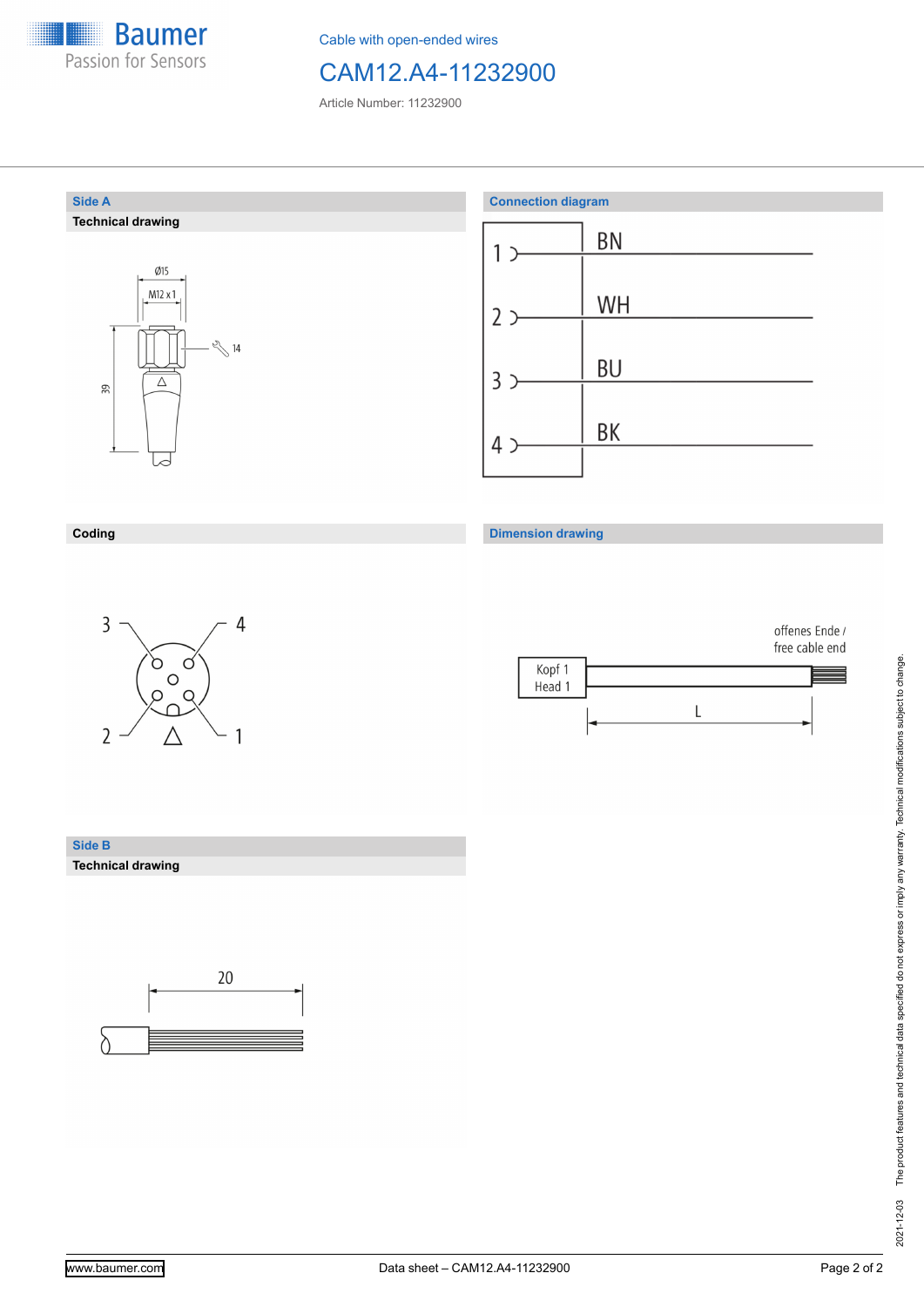Cable with open-ended wires

# CAM12.A4-11232900

Article Number: 11232900

## Side A

### Technical drawing

Ø15

M12 x 1

14

39

## Connection diagram

1 BN

2 WH

3 BU

4 BK

### Coding

3

4

2

1

## Dimension drawing

offenes Ende / free cable end

Kopf 1
Head 1

L

## Side B

### Technical drawing

20

The product features and technical data specified do not express or imply any warranty. Technical modifications subject to change.

2021-12-03

www.baumer.com

Data sheet – CAM12.A4-11232900